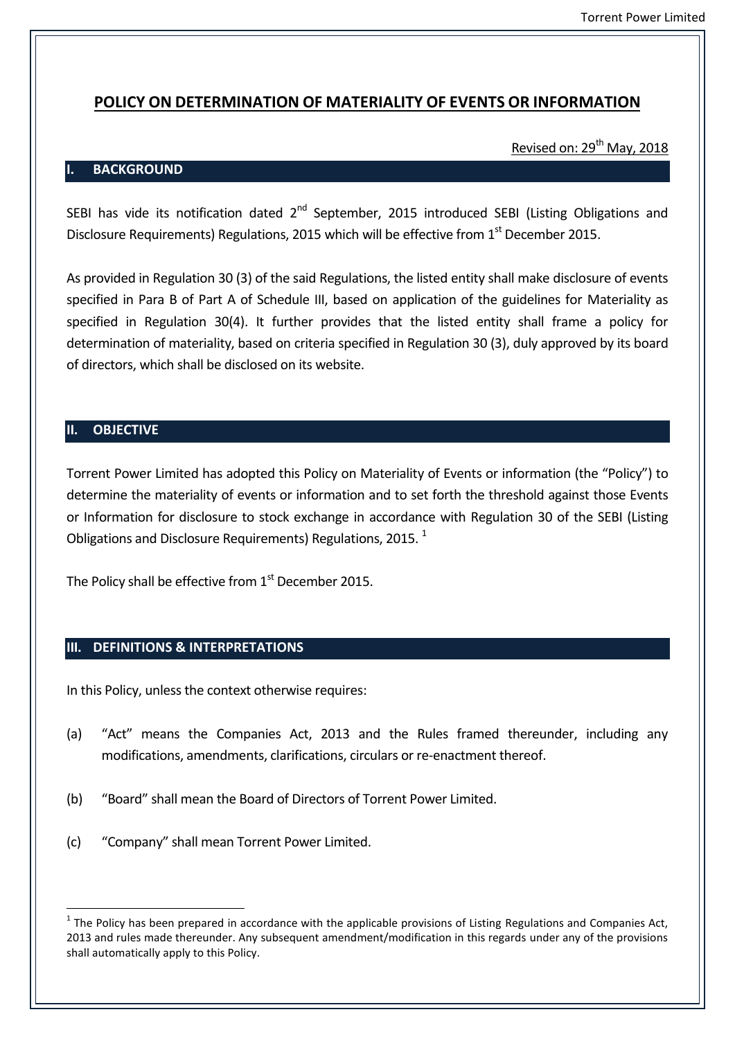# POLICY ON DETERMINATION OF MATERIALITY OF EVENTS OR INFORMATION

Revised on: 29th May, 2018

## I. BACKGROUND

SEBI has vide its notification dated 2nd September, 2015 introduced SEBI (Listing Obligations and Disclosure Requirements) Regulations, 2015 which will be effective from 1st December 2015.

As provided in Regulation 30 (3) of the said Regulations, the listed entity shall make disclosure of events specified in Para B of Part A of Schedule III, based on application of the guidelines for Materiality as specified in Regulation 30(4). It further provides that the listed entity shall frame a policy for determination of materiality, based on criteria specified in Regulation 30 (3), duly approved by its board of directors, which shall be disclosed on its website.

## II. OBJECTIVE

Torrent Power Limited has adopted this Policy on Materiality of Events or information (the "Policy") to determine the materiality of events or information and to set forth the threshold against those Events or Information for disclosure to stock exchange in accordance with Regulation 30 of the SEBI (Listing Obligations and Disclosure Requirements) Regulations, 2015. [1]

The Policy shall be effective from 1st December 2015.

## III. DEFINITIONS & INTERPRETATIONS

In this Policy, unless the context otherwise requires:

(a) "Act" means the Companies Act, 2013 and the Rules framed thereunder, including any modifications, amendments, clarifications, circulars or re-enactment thereof.

(b) "Board" shall mean the Board of Directors of Torrent Power Limited.

(c) "Company" shall mean Torrent Power Limited.

---

[1] The Policy has been prepared in accordance with the applicable provisions of Listing Regulations and Companies Act, 2013 and rules made thereunder. Any subsequent amendment/modification in this regards under any of the provisions shall automatically apply to this Policy.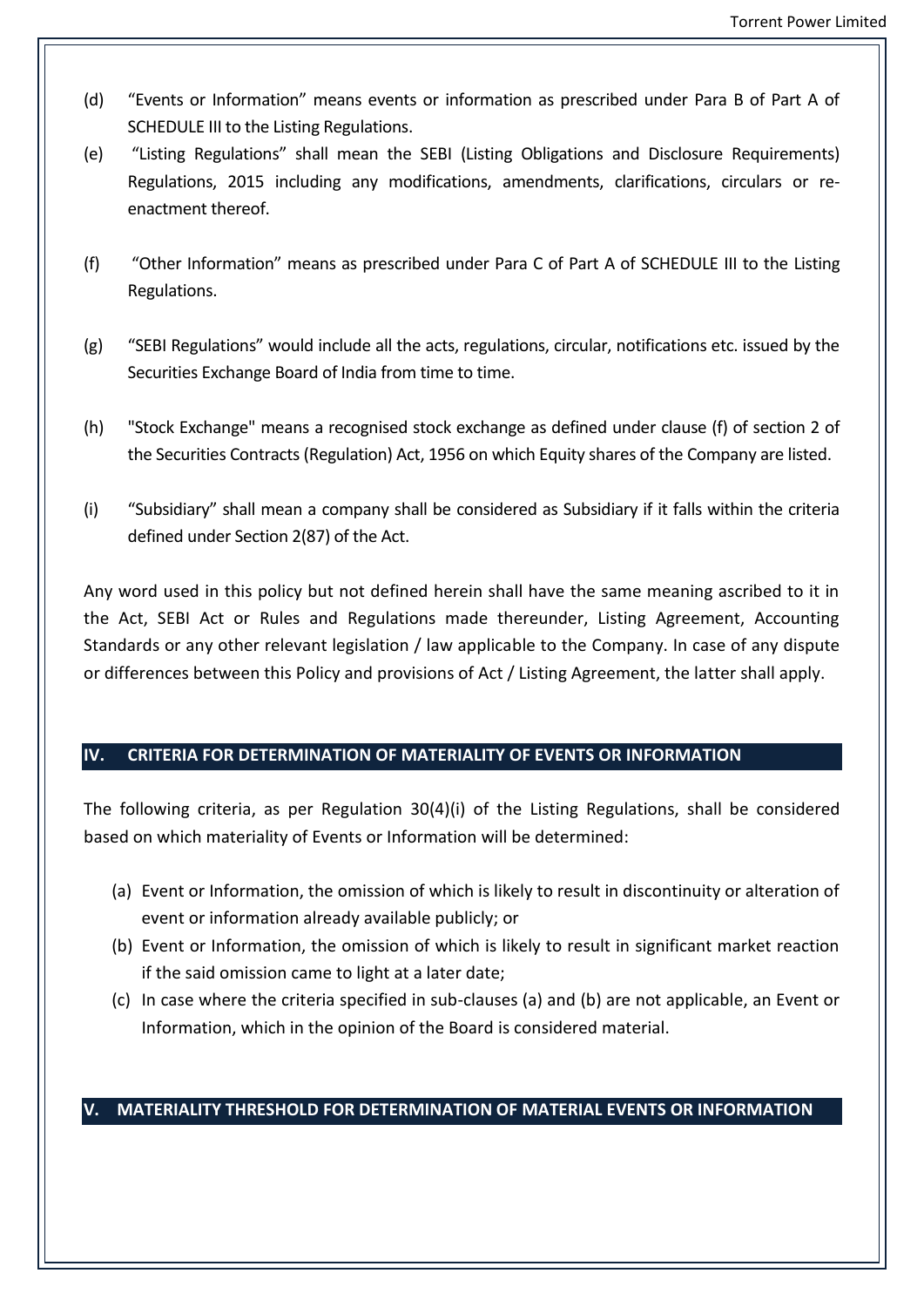(d) "Events or Information" means events or information as prescribed under Para B of Part A of SCHEDULE III to the Listing Regulations.

(e) "Listing Regulations" shall mean the SEBI (Listing Obligations and Disclosure Requirements) Regulations, 2015 including any modifications, amendments, clarifications, circulars or re-enactment thereof.

(f) "Other Information" means as prescribed under Para C of Part A of SCHEDULE III to the Listing Regulations.

(g) "SEBI Regulations" would include all the acts, regulations, circular, notifications etc. issued by the Securities Exchange Board of India from time to time.

(h) "Stock Exchange" means a recognised stock exchange as defined under clause (f) of section 2 of the Securities Contracts (Regulation) Act, 1956 on which Equity shares of the Company are listed.

(i) "Subsidiary" shall mean a company shall be considered as Subsidiary if it falls within the criteria defined under Section 2(87) of the Act.

Any word used in this policy but not defined herein shall have the same meaning ascribed to it in the Act, SEBI Act or Rules and Regulations made thereunder, Listing Agreement, Accounting Standards or any other relevant legislation / law applicable to the Company. In case of any dispute or differences between this Policy and provisions of Act / Listing Agreement, the latter shall apply.

## IV. CRITERIA FOR DETERMINATION OF MATERIALITY OF EVENTS OR INFORMATION

The following criteria, as per Regulation 30(4)(i) of the Listing Regulations, shall be considered based on which materiality of Events or Information will be determined:

(a) Event or Information, the omission of which is likely to result in discontinuity or alteration of event or information already available publicly; or

(b) Event or Information, the omission of which is likely to result in significant market reaction if the said omission came to light at a later date;

(c) In case where the criteria specified in sub-clauses (a) and (b) are not applicable, an Event or Information, which in the opinion of the Board is considered material.

## V. MATERIALITY THRESHOLD FOR DETERMINATION OF MATERIAL EVENTS OR INFORMATION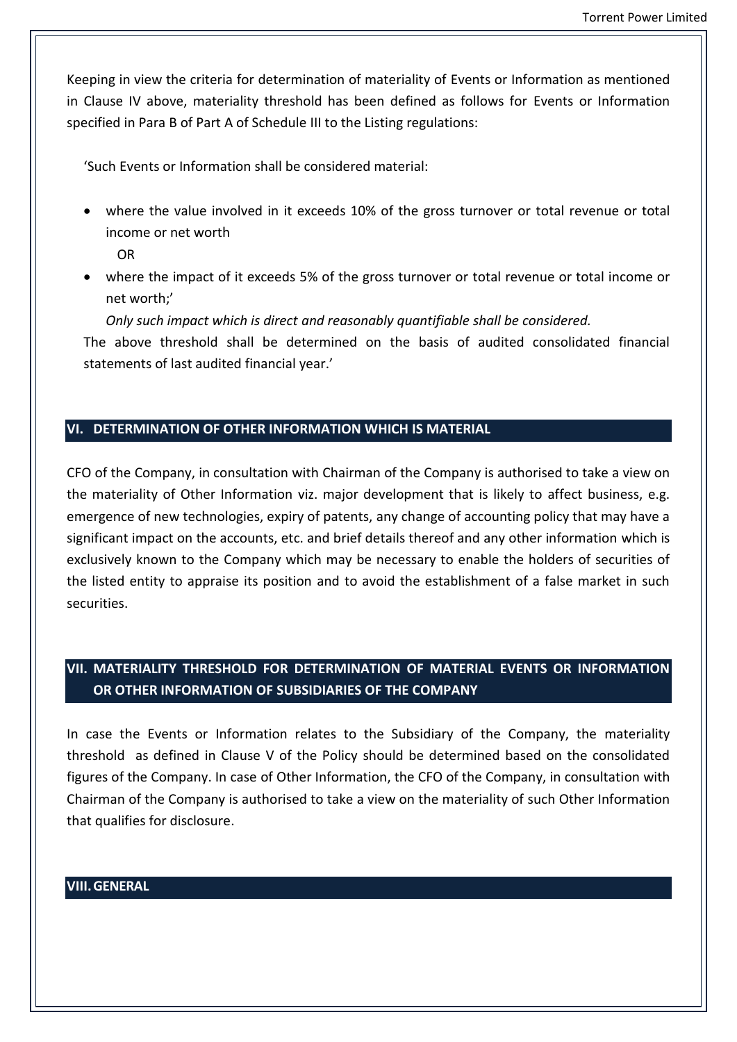Keeping in view the criteria for determination of materiality of Events or Information as mentioned in Clause IV above, materiality threshold has been defined as follows for Events or Information specified in Para B of Part A of Schedule III to the Listing regulations:

'Such Events or Information shall be considered material:

- where the value involved in it exceeds 10% of the gross turnover or total revenue or total income or net worth

  OR

- where the impact of it exceeds 5% of the gross turnover or total revenue or total income or net worth;'

  *Only such impact which is direct and reasonably quantifiable shall be considered.*

The above threshold shall be determined on the basis of audited consolidated financial statements of last audited financial year.'

## VI. DETERMINATION OF OTHER INFORMATION WHICH IS MATERIAL

CFO of the Company, in consultation with Chairman of the Company is authorised to take a view on the materiality of Other Information viz. major development that is likely to affect business, e.g. emergence of new technologies, expiry of patents, any change of accounting policy that may have a significant impact on the accounts, etc. and brief details thereof and any other information which is exclusively known to the Company which may be necessary to enable the holders of securities of the listed entity to appraise its position and to avoid the establishment of a false market in such securities.

## VII. MATERIALITY THRESHOLD FOR DETERMINATION OF MATERIAL EVENTS OR INFORMATION OR OTHER INFORMATION OF SUBSIDIARIES OF THE COMPANY

In case the Events or Information relates to the Subsidiary of the Company, the materiality threshold as defined in Clause V of the Policy should be determined based on the consolidated figures of the Company. In case of Other Information, the CFO of the Company, in consultation with Chairman of the Company is authorised to take a view on the materiality of such Other Information that qualifies for disclosure.

## VIII. GENERAL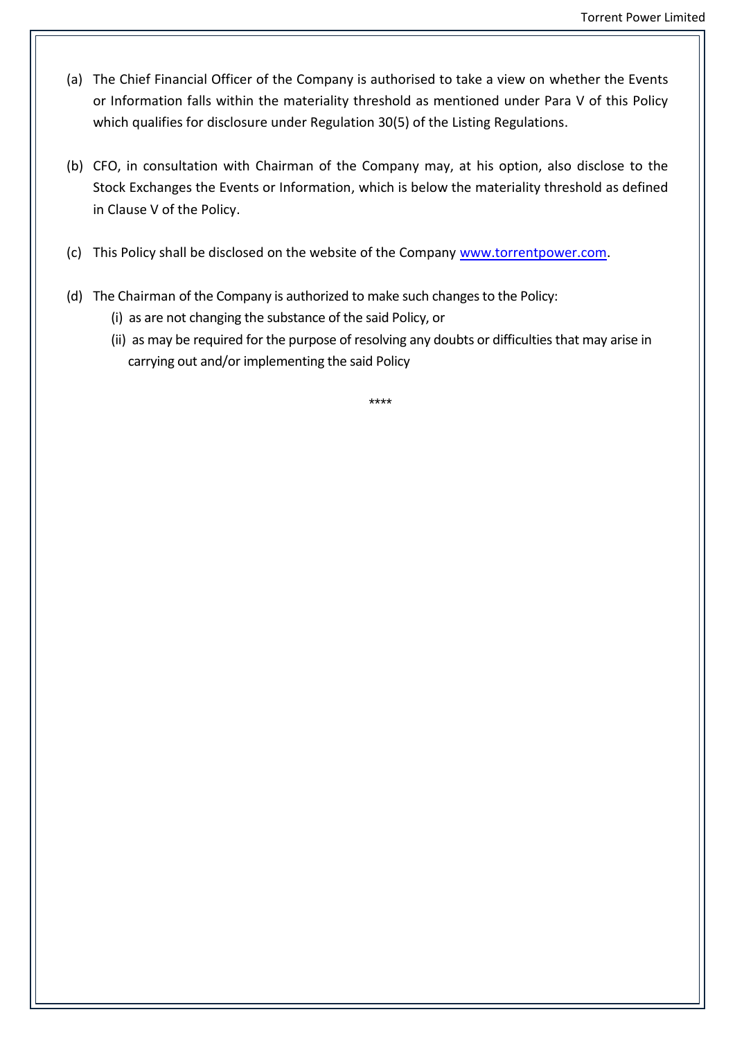(a) The Chief Financial Officer of the Company is authorised to take a view on whether the Events or Information falls within the materiality threshold as mentioned under Para V of this Policy which qualifies for disclosure under Regulation 30(5) of the Listing Regulations.

(b) CFO, in consultation with Chairman of the Company may, at his option, also disclose to the Stock Exchanges the Events or Information, which is below the materiality threshold as defined in Clause V of the Policy.

(c) This Policy shall be disclosed on the website of the Company [www.torrentpower.com](http://www.torrentpower.com).

(d) The Chairman of the Company is authorized to make such changes to the Policy:

   (i) as are not changing the substance of the said Policy, or

   (ii) as may be required for the purpose of resolving any doubts or difficulties that may arise in carrying out and/or implementing the said Policy

****